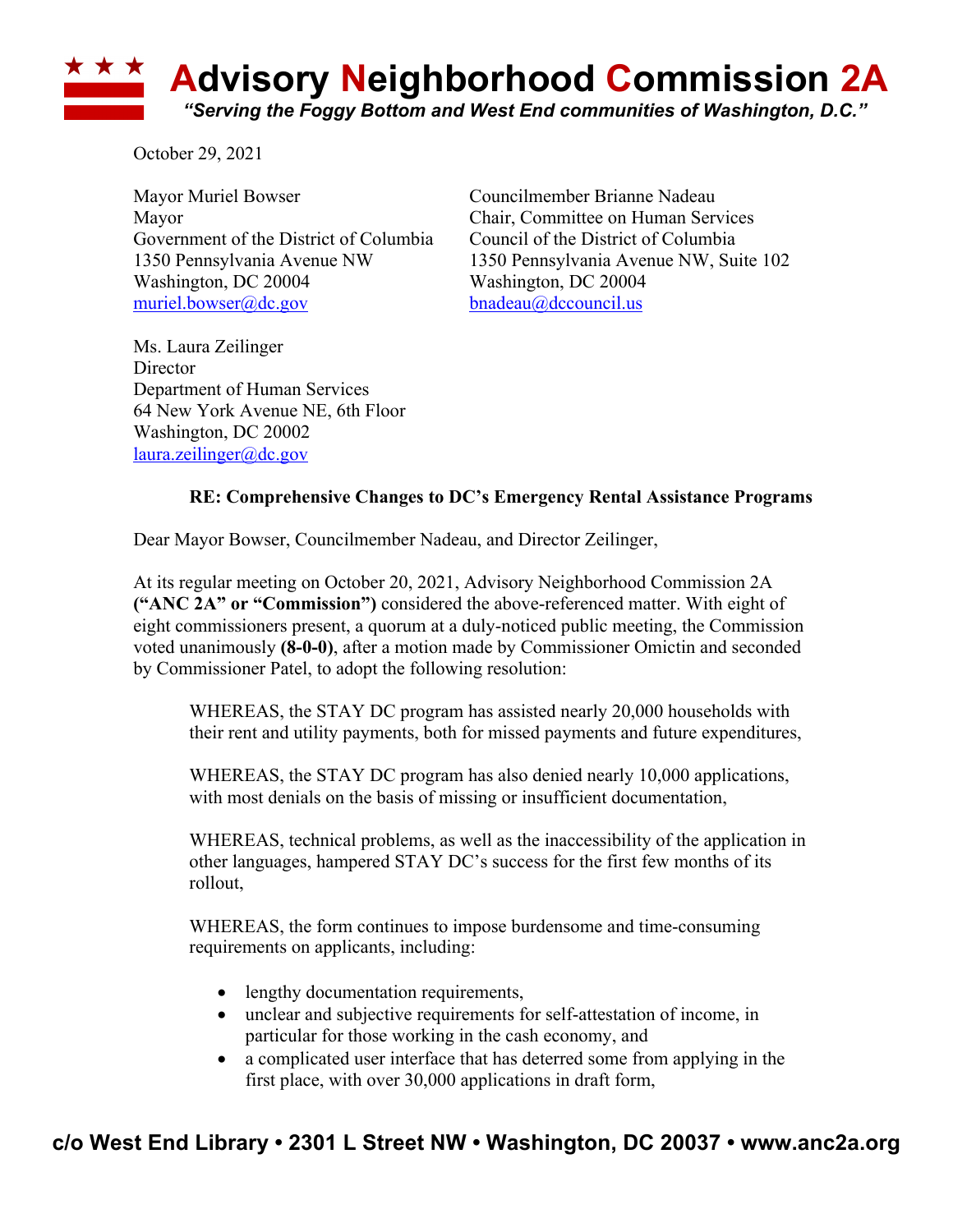# Advisory Neighborhood Commission 2A

*"Serving the Foggy Bottom and West End communities of Washington, D.C."*

October 29, 2021

Mayor Muriel Bowser
Mayor
Government of the District of Columbia
1350 Pennsylvania Avenue NW
Washington, DC 20004
muriel.bowser@dc.gov

Councilmember Brianne Nadeau
Chair, Committee on Human Services
Council of the District of Columbia
1350 Pennsylvania Avenue NW, Suite 102
Washington, DC 20004
bnadeau@dccouncil.us

Ms. Laura Zeilinger
Director
Department of Human Services
64 New York Avenue NE, 6th Floor
Washington, DC 20002
laura.zeilinger@dc.gov

**RE: Comprehensive Changes to DC's Emergency Rental Assistance Programs**

Dear Mayor Bowser, Councilmember Nadeau, and Director Zeilinger,

At its regular meeting on October 20, 2021, Advisory Neighborhood Commission 2A **("ANC 2A" or "Commission")** considered the above-referenced matter. With eight of eight commissioners present, a quorum at a duly-noticed public meeting, the Commission voted unanimously **(8-0-0)**, after a motion made by Commissioner Omictin and seconded by Commissioner Patel, to adopt the following resolution:

> WHEREAS, the STAY DC program has assisted nearly 20,000 households with their rent and utility payments, both for missed payments and future expenditures,
>
> WHEREAS, the STAY DC program has also denied nearly 10,000 applications, with most denials on the basis of missing or insufficient documentation,
>
> WHEREAS, technical problems, as well as the inaccessibility of the application in other languages, hampered STAY DC's success for the first few months of its rollout,
>
> WHEREAS, the form continues to impose burdensome and time-consuming requirements on applicants, including:
>
> - lengthy documentation requirements,
> - unclear and subjective requirements for self-attestation of income, in particular for those working in the cash economy, and
> - a complicated user interface that has deterred some from applying in the first place, with over 30,000 applications in draft form,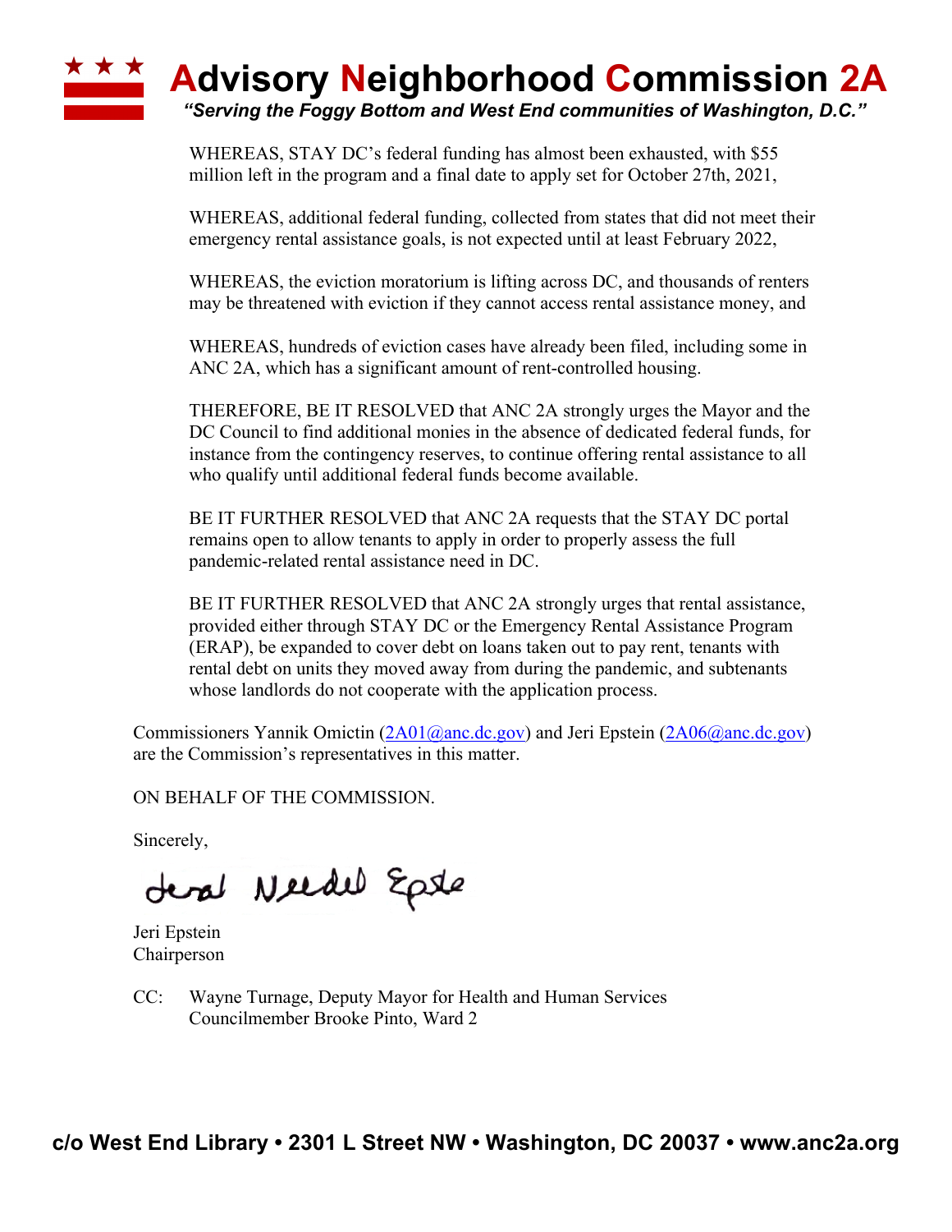# Advisory Neighborhood Commission 2A

*"Serving the Foggy Bottom and West End communities of Washington, D.C."*

WHEREAS, STAY DC's federal funding has almost been exhausted, with $55 million left in the program and a final date to apply set for October 27th, 2021,

WHEREAS, additional federal funding, collected from states that did not meet their emergency rental assistance goals, is not expected until at least February 2022,

WHEREAS, the eviction moratorium is lifting across DC, and thousands of renters may be threatened with eviction if they cannot access rental assistance money, and

WHEREAS, hundreds of eviction cases have already been filed, including some in ANC 2A, which has a significant amount of rent-controlled housing.

THEREFORE, BE IT RESOLVED that ANC 2A strongly urges the Mayor and the DC Council to find additional monies in the absence of dedicated federal funds, for instance from the contingency reserves, to continue offering rental assistance to all who qualify until additional federal funds become available.

BE IT FURTHER RESOLVED that ANC 2A requests that the STAY DC portal remains open to allow tenants to apply in order to properly assess the full pandemic-related rental assistance need in DC.

BE IT FURTHER RESOLVED that ANC 2A strongly urges that rental assistance, provided either through STAY DC or the Emergency Rental Assistance Program (ERAP), be expanded to cover debt on loans taken out to pay rent, tenants with rental debt on units they moved away from during the pandemic, and subtenants whose landlords do not cooperate with the application process.

Commissioners Yannik Omictin (2A01@anc.dc.gov) and Jeri Epstein (2A06@anc.dc.gov) are the Commission's representatives in this matter.

ON BEHALF OF THE COMMISSION.

Sincerely,

Jeri Epstein
Chairperson

CC: Wayne Turnage, Deputy Mayor for Health and Human Services
Councilmember Brooke Pinto, Ward 2

c/o West End Library • 2301 L Street NW • Washington, DC 20037 • www.anc2a.org